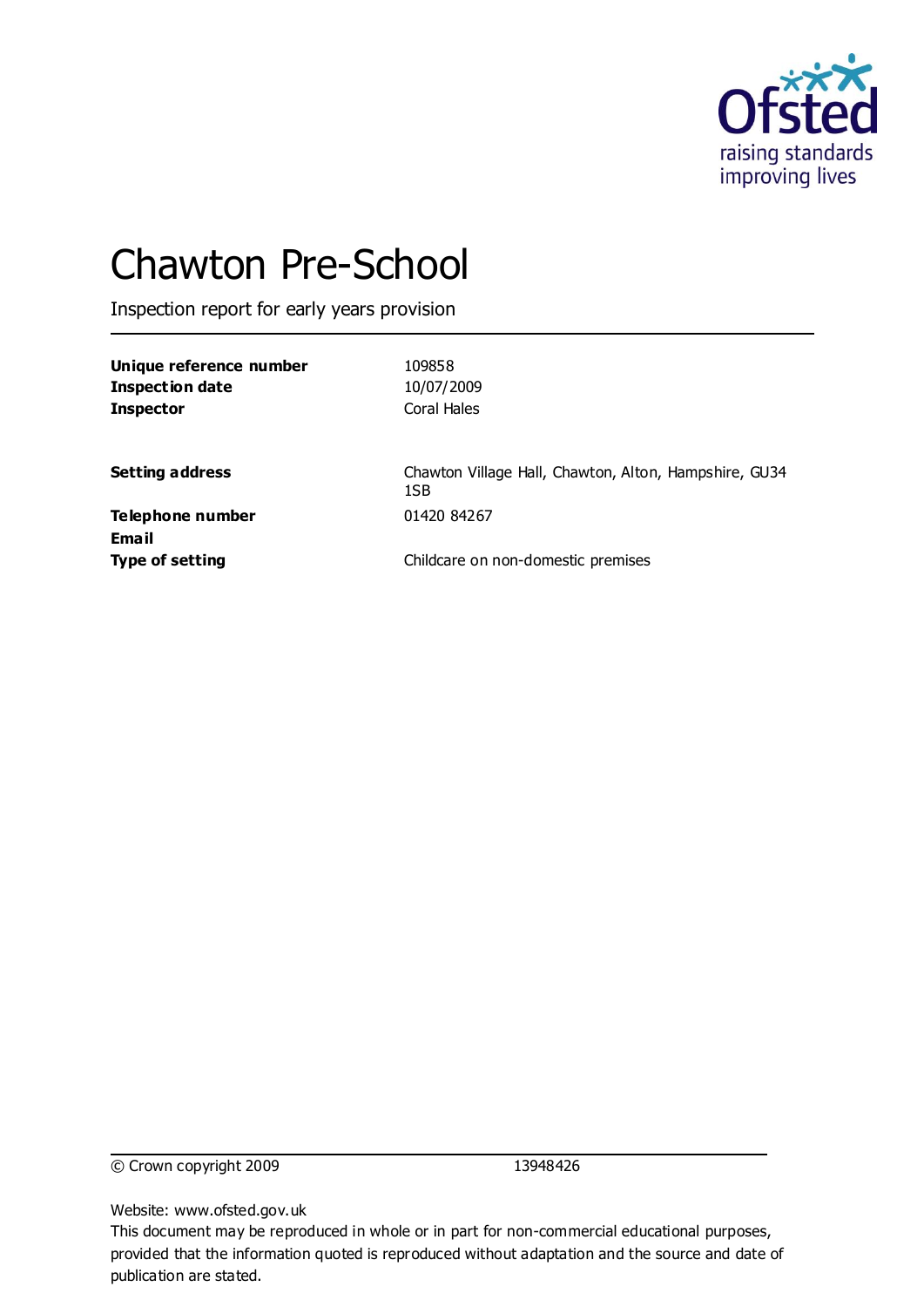# Chawton Pre-School

Inspection report for early years provision

| | |
|---|---|
| **Unique reference number** | 109858 |
| **Inspection date** | 10/07/2009 |
| **Inspector** | Coral Hales |

| | |
|---|---|
| **Setting address** | Chawton Village Hall, Chawton, Alton, Hampshire, GU34 1SB |
| **Telephone number** | 01420 84267 |
| **Email** | |
| **Type of setting** | Childcare on non-domestic premises |

© Crown copyright 2009 13948426

Website: www.ofsted.gov.uk

This document may be reproduced in whole or in part for non-commercial educational purposes, provided that the information quoted is reproduced without adaptation and the source and date of publication are stated.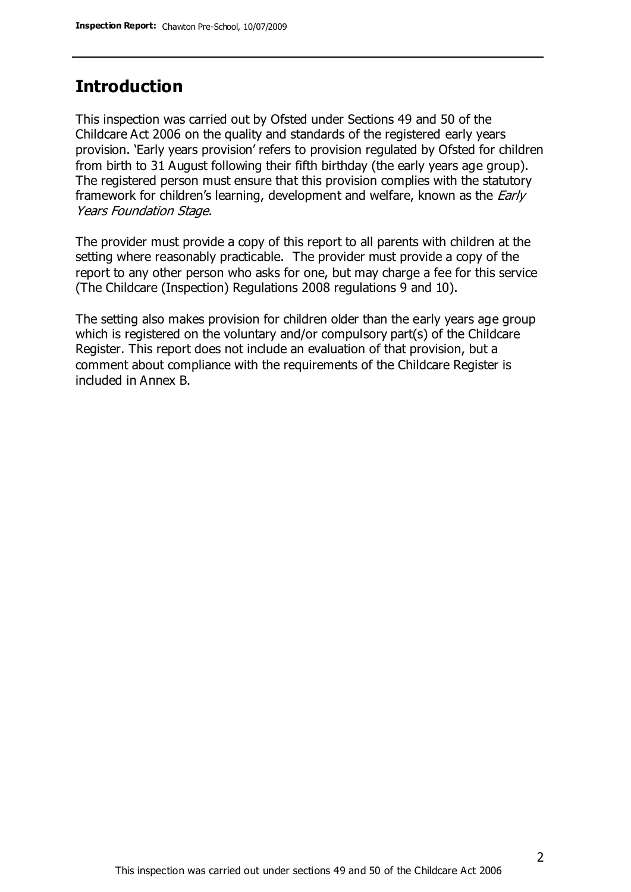## Introduction

This inspection was carried out by Ofsted under Sections 49 and 50 of the Childcare Act 2006 on the quality and standards of the registered early years provision. 'Early years provision' refers to provision regulated by Ofsted for children from birth to 31 August following their fifth birthday (the early years age group). The registered person must ensure that this provision complies with the statutory framework for children's learning, development and welfare, known as the *Early Years Foundation Stage.*

The provider must provide a copy of this report to all parents with children at the setting where reasonably practicable. The provider must provide a copy of the report to any other person who asks for one, but may charge a fee for this service (The Childcare (Inspection) Regulations 2008 regulations 9 and 10).

The setting also makes provision for children older than the early years age group which is registered on the voluntary and/or compulsory part(s) of the Childcare Register. This report does not include an evaluation of that provision, but a comment about compliance with the requirements of the Childcare Register is included in Annex B.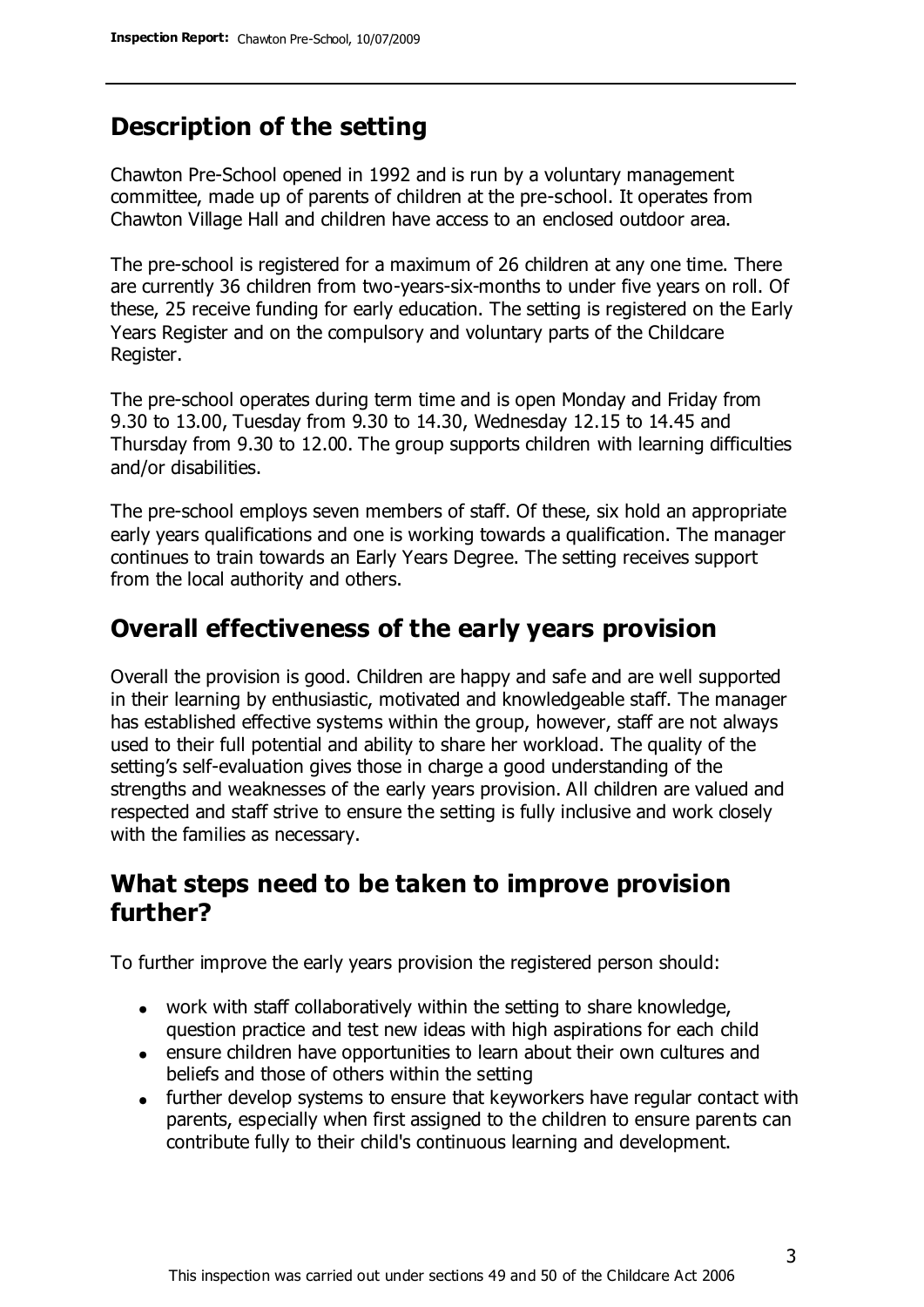## Description of the setting

Chawton Pre-School opened in 1992 and is run by a voluntary management committee, made up of parents of children at the pre-school. It operates from Chawton Village Hall and children have access to an enclosed outdoor area.

The pre-school is registered for a maximum of 26 children at any one time. There are currently 36 children from two-years-six-months to under five years on roll. Of these, 25 receive funding for early education. The setting is registered on the Early Years Register and on the compulsory and voluntary parts of the Childcare Register.

The pre-school operates during term time and is open Monday and Friday from 9.30 to 13.00, Tuesday from 9.30 to 14.30, Wednesday 12.15 to 14.45 and Thursday from 9.30 to 12.00. The group supports children with learning difficulties and/or disabilities.

The pre-school employs seven members of staff. Of these, six hold an appropriate early years qualifications and one is working towards a qualification. The manager continues to train towards an Early Years Degree. The setting receives support from the local authority and others.

## Overall effectiveness of the early years provision

Overall the provision is good. Children are happy and safe and are well supported in their learning by enthusiastic, motivated and knowledgeable staff. The manager has established effective systems within the group, however, staff are not always used to their full potential and ability to share her workload. The quality of the setting's self-evaluation gives those in charge a good understanding of the strengths and weaknesses of the early years provision. All children are valued and respected and staff strive to ensure the setting is fully inclusive and work closely with the families as necessary.

## What steps need to be taken to improve provision further?

To further improve the early years provision the registered person should:

- work with staff collaboratively within the setting to share knowledge, question practice and test new ideas with high aspirations for each child
- ensure children have opportunities to learn about their own cultures and beliefs and those of others within the setting
- further develop systems to ensure that keyworkers have regular contact with parents, especially when first assigned to the children to ensure parents can contribute fully to their child's continuous learning and development.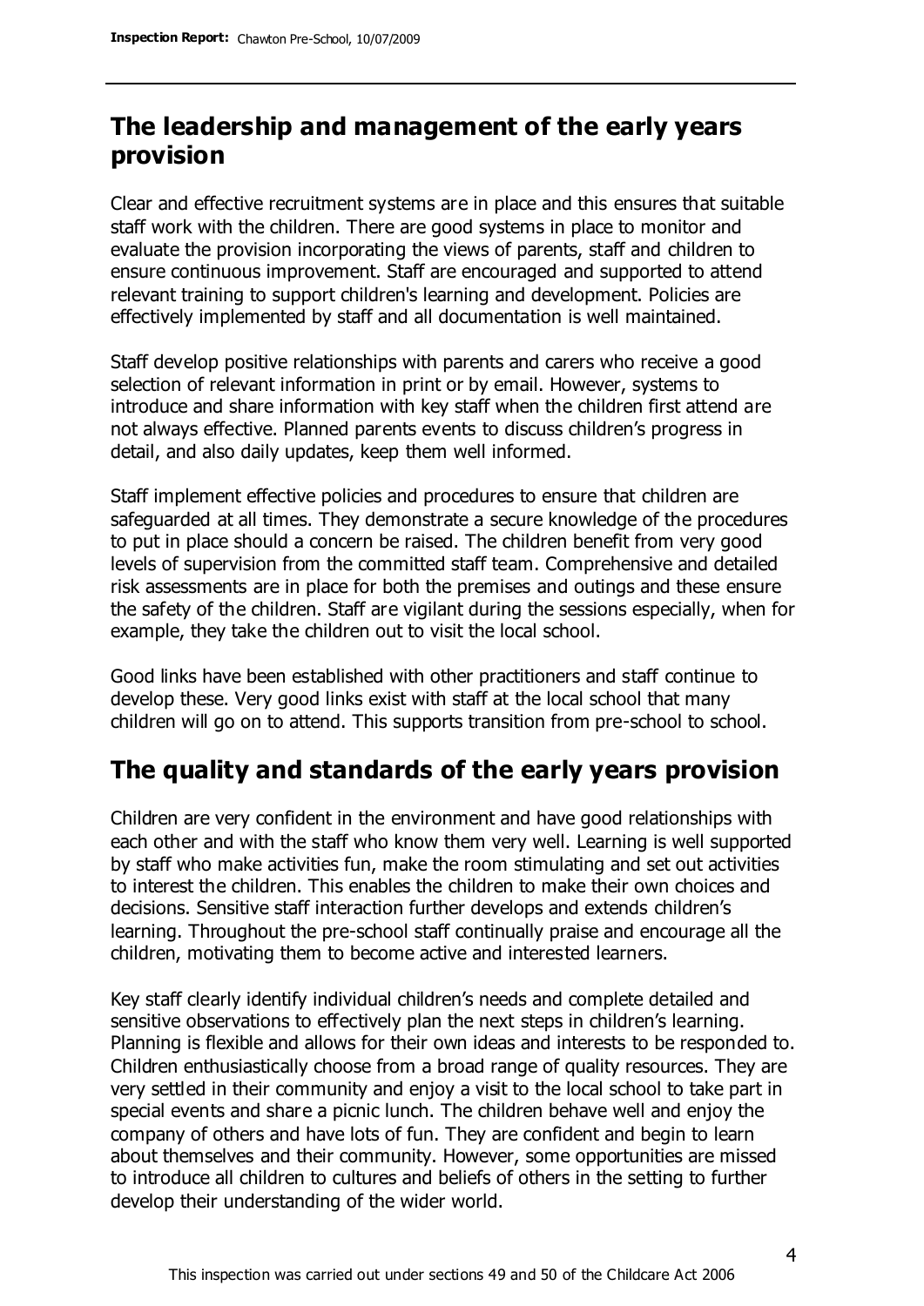## The leadership and management of the early years provision

Clear and effective recruitment systems are in place and this ensures that suitable staff work with the children. There are good systems in place to monitor and evaluate the provision incorporating the views of parents, staff and children to ensure continuous improvement. Staff are encouraged and supported to attend relevant training to support children's learning and development. Policies are effectively implemented by staff and all documentation is well maintained.

Staff develop positive relationships with parents and carers who receive a good selection of relevant information in print or by email. However, systems to introduce and share information with key staff when the children first attend are not always effective. Planned parents events to discuss children's progress in detail, and also daily updates, keep them well informed.

Staff implement effective policies and procedures to ensure that children are safeguarded at all times. They demonstrate a secure knowledge of the procedures to put in place should a concern be raised. The children benefit from very good levels of supervision from the committed staff team. Comprehensive and detailed risk assessments are in place for both the premises and outings and these ensure the safety of the children. Staff are vigilant during the sessions especially, when for example, they take the children out to visit the local school.

Good links have been established with other practitioners and staff continue to develop these. Very good links exist with staff at the local school that many children will go on to attend. This supports transition from pre-school to school.

## The quality and standards of the early years provision

Children are very confident in the environment and have good relationships with each other and with the staff who know them very well. Learning is well supported by staff who make activities fun, make the room stimulating and set out activities to interest the children. This enables the children to make their own choices and decisions. Sensitive staff interaction further develops and extends children's learning. Throughout the pre-school staff continually praise and encourage all the children, motivating them to become active and interested learners.

Key staff clearly identify individual children's needs and complete detailed and sensitive observations to effectively plan the next steps in children's learning. Planning is flexible and allows for their own ideas and interests to be responded to. Children enthusiastically choose from a broad range of quality resources. They are very settled in their community and enjoy a visit to the local school to take part in special events and share a picnic lunch. The children behave well and enjoy the company of others and have lots of fun. They are confident and begin to learn about themselves and their community. However, some opportunities are missed to introduce all children to cultures and beliefs of others in the setting to further develop their understanding of the wider world.

This inspection was carried out under sections 49 and 50 of the Childcare Act 2006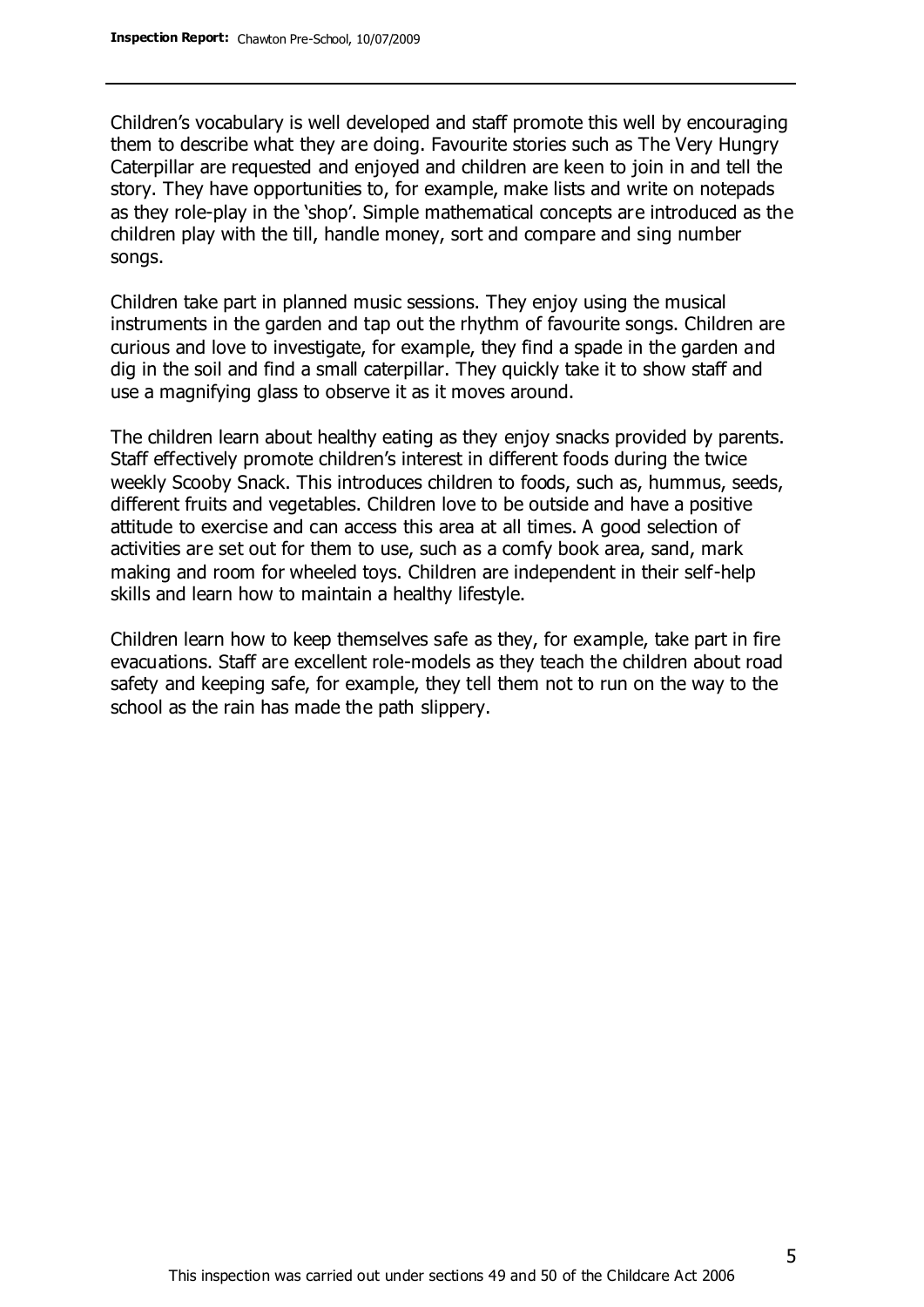Children's vocabulary is well developed and staff promote this well by encouraging them to describe what they are doing. Favourite stories such as The Very Hungry Caterpillar are requested and enjoyed and children are keen to join in and tell the story. They have opportunities to, for example, make lists and write on notepads as they role-play in the 'shop'. Simple mathematical concepts are introduced as the children play with the till, handle money, sort and compare and sing number songs.

Children take part in planned music sessions. They enjoy using the musical instruments in the garden and tap out the rhythm of favourite songs. Children are curious and love to investigate, for example, they find a spade in the garden and dig in the soil and find a small caterpillar. They quickly take it to show staff and use a magnifying glass to observe it as it moves around.

The children learn about healthy eating as they enjoy snacks provided by parents. Staff effectively promote children's interest in different foods during the twice weekly Scooby Snack. This introduces children to foods, such as, hummus, seeds, different fruits and vegetables. Children love to be outside and have a positive attitude to exercise and can access this area at all times. A good selection of activities are set out for them to use, such as a comfy book area, sand, mark making and room for wheeled toys. Children are independent in their self-help skills and learn how to maintain a healthy lifestyle.

Children learn how to keep themselves safe as they, for example, take part in fire evacuations. Staff are excellent role-models as they teach the children about road safety and keeping safe, for example, they tell them not to run on the way to the school as the rain has made the path slippery.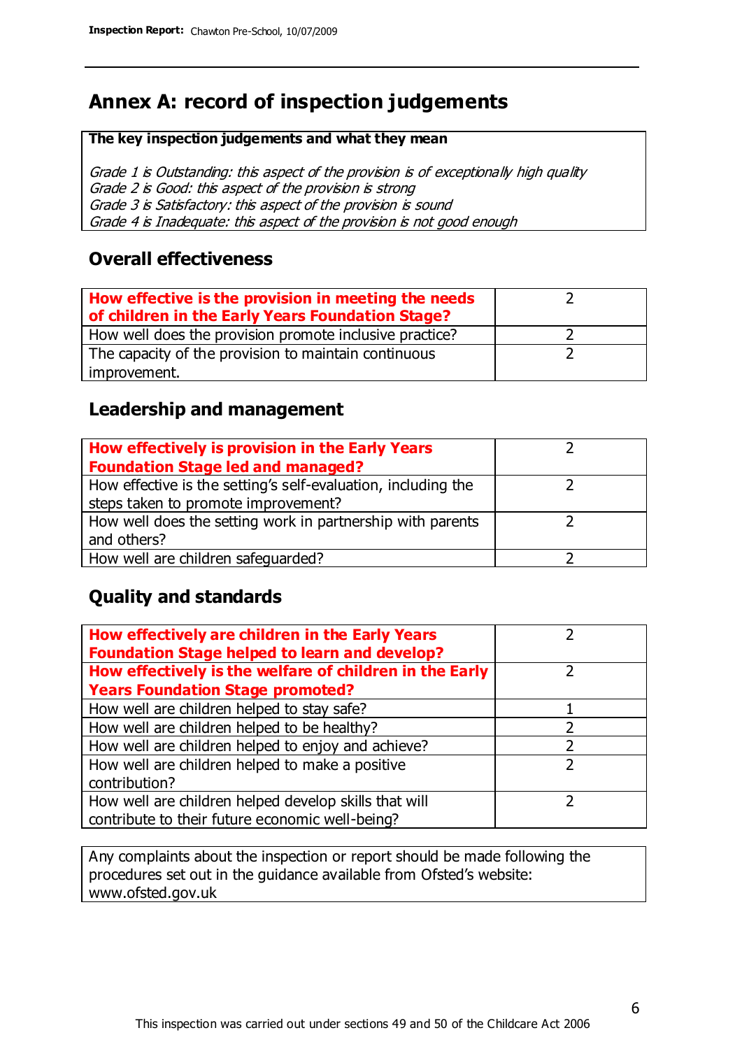# Annex A: record of inspection judgements

**The key inspection judgements and what they mean**

*Grade 1 is Outstanding: this aspect of the provision is of exceptionally high quality*
*Grade 2 is Good: this aspect of the provision is strong*
*Grade 3 is Satisfactory: this aspect of the provision is sound*
*Grade 4 is Inadequate: this aspect of the provision is not good enough*

## Overall effectiveness

| | |
|---|---|
| **How effective is the provision in meeting the needs of children in the Early Years Foundation Stage?** | 2 |
| How well does the provision promote inclusive practice? | 2 |
| The capacity of the provision to maintain continuous improvement. | 2 |

## Leadership and management

| | |
|---|---|
| **How effectively is provision in the Early Years Foundation Stage led and managed?** | 2 |
| How effective is the setting's self-evaluation, including the steps taken to promote improvement? | 2 |
| How well does the setting work in partnership with parents and others? | 2 |
| How well are children safeguarded? | 2 |

## Quality and standards

| | |
|---|---|
| **How effectively are children in the Early Years Foundation Stage helped to learn and develop?** | 2 |
| **How effectively is the welfare of children in the Early Years Foundation Stage promoted?** | 2 |
| How well are children helped to stay safe? | 1 |
| How well are children helped to be healthy? | 2 |
| How well are children helped to enjoy and achieve? | 2 |
| How well are children helped to make a positive contribution? | 2 |
| How well are children helped develop skills that will contribute to their future economic well-being? | 2 |

Any complaints about the inspection or report should be made following the procedures set out in the guidance available from Ofsted's website: www.ofsted.gov.uk

This inspection was carried out under sections 49 and 50 of the Childcare Act 2006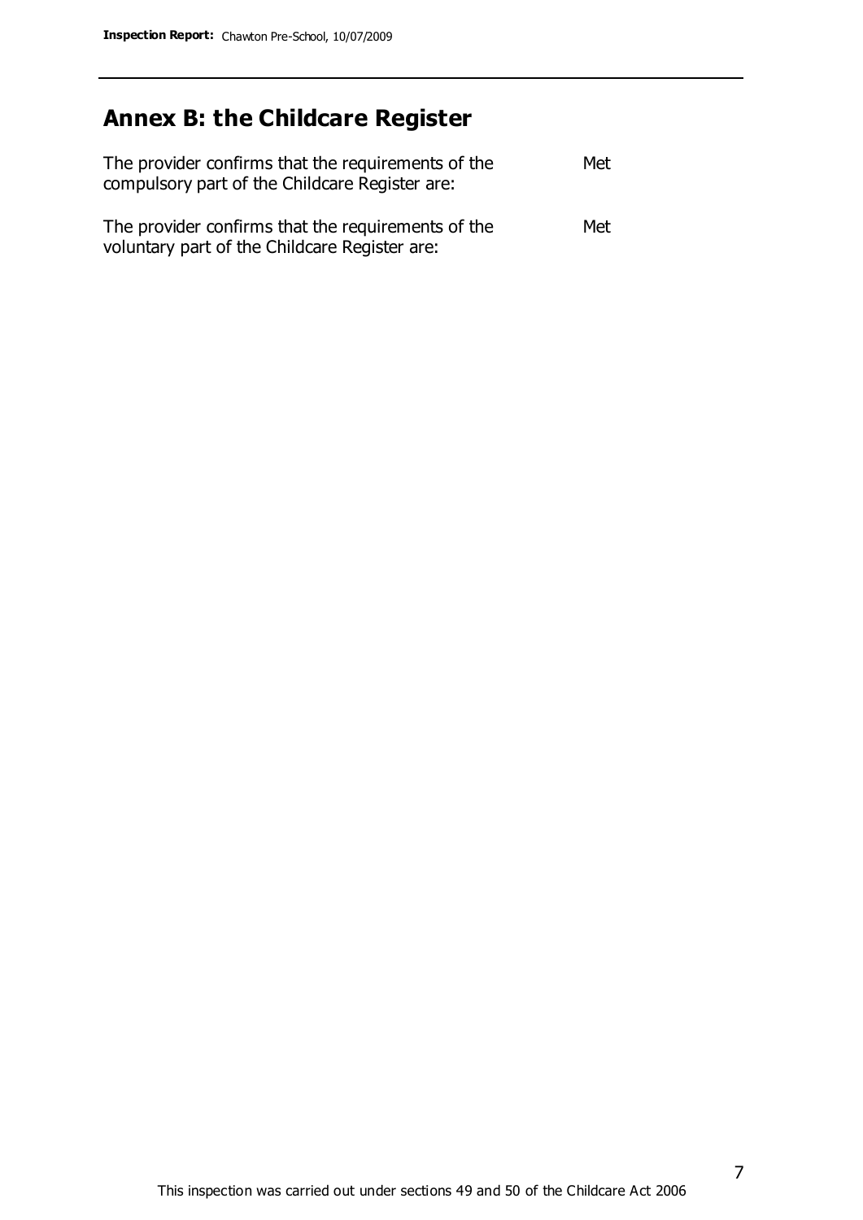## Annex B: the Childcare Register

| | |
|---|---|
| The provider confirms that the requirements of the compulsory part of the Childcare Register are: | Met |
| The provider confirms that the requirements of the voluntary part of the Childcare Register are: | Met |

This inspection was carried out under sections 49 and 50 of the Childcare Act 2006